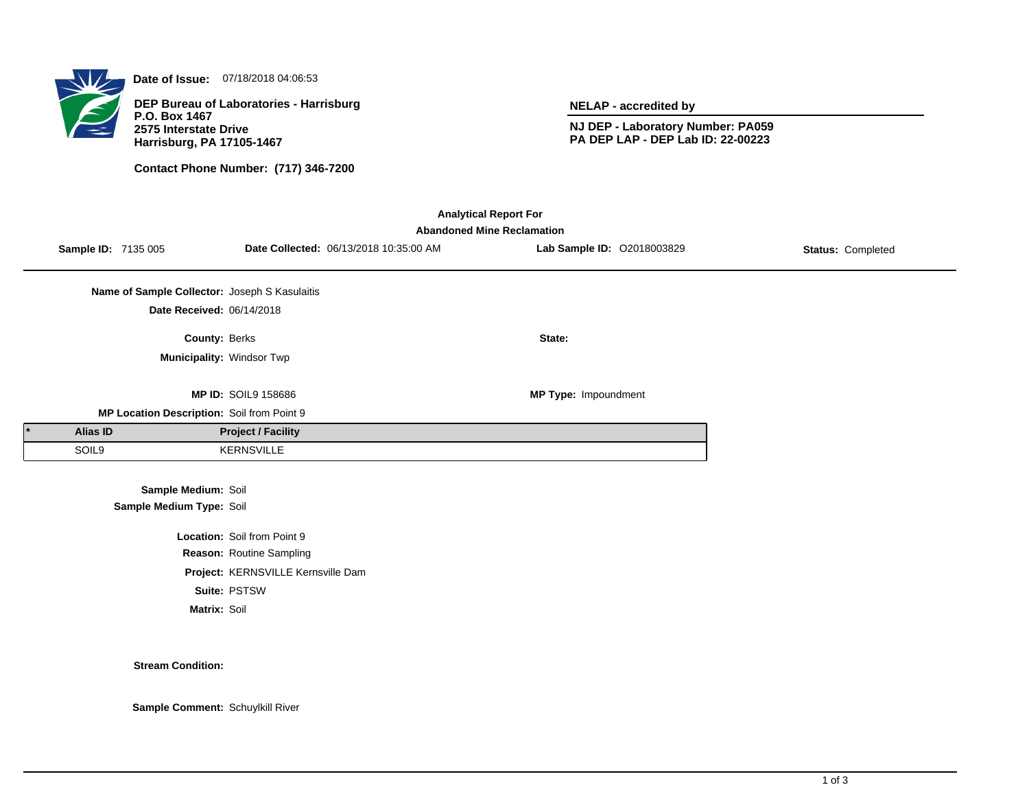**Date of Issue:** 07/18/2018 04:06:53

**DEP Bureau of Laboratories - Harrisburg**
**P.O. Box 1467**
**2575 Interstate Drive**
**Harrisburg, PA 17105-1467**

**Contact Phone Number: (717) 346-7200**

**NELAP - accredited by**

**NJ DEP - Laboratory Number: PA059**
**PA DEP LAP - DEP Lab ID: 22-00223**

## Analytical Report For
## Abandoned Mine Reclamation

**Sample ID:** 7135 005 **Date Collected:** 06/13/2018 10:35:00 AM **Lab Sample ID:** O2018003829 **Status:** Completed

**Name of Sample Collector:** Joseph S Kasulaitis

**Date Received:** 06/14/2018

**County:** Berks **State:**

**Municipality:** Windsor Twp

**MP ID:** SOIL9 158686 **MP Type:** Impoundment

**MP Location Description:** Soil from Point 9

| * | Alias ID | Project / Facility |
|---|---|---|
| | SOIL9 | KERNSVILLE |

**Sample Medium:** Soil
**Sample Medium Type:** Soil

**Location:** Soil from Point 9
**Reason:** Routine Sampling
**Project:** KERNSVILLE Kernsville Dam
**Suite:** PSTSW
**Matrix:** Soil

**Stream Condition:**

**Sample Comment:** Schuylkill River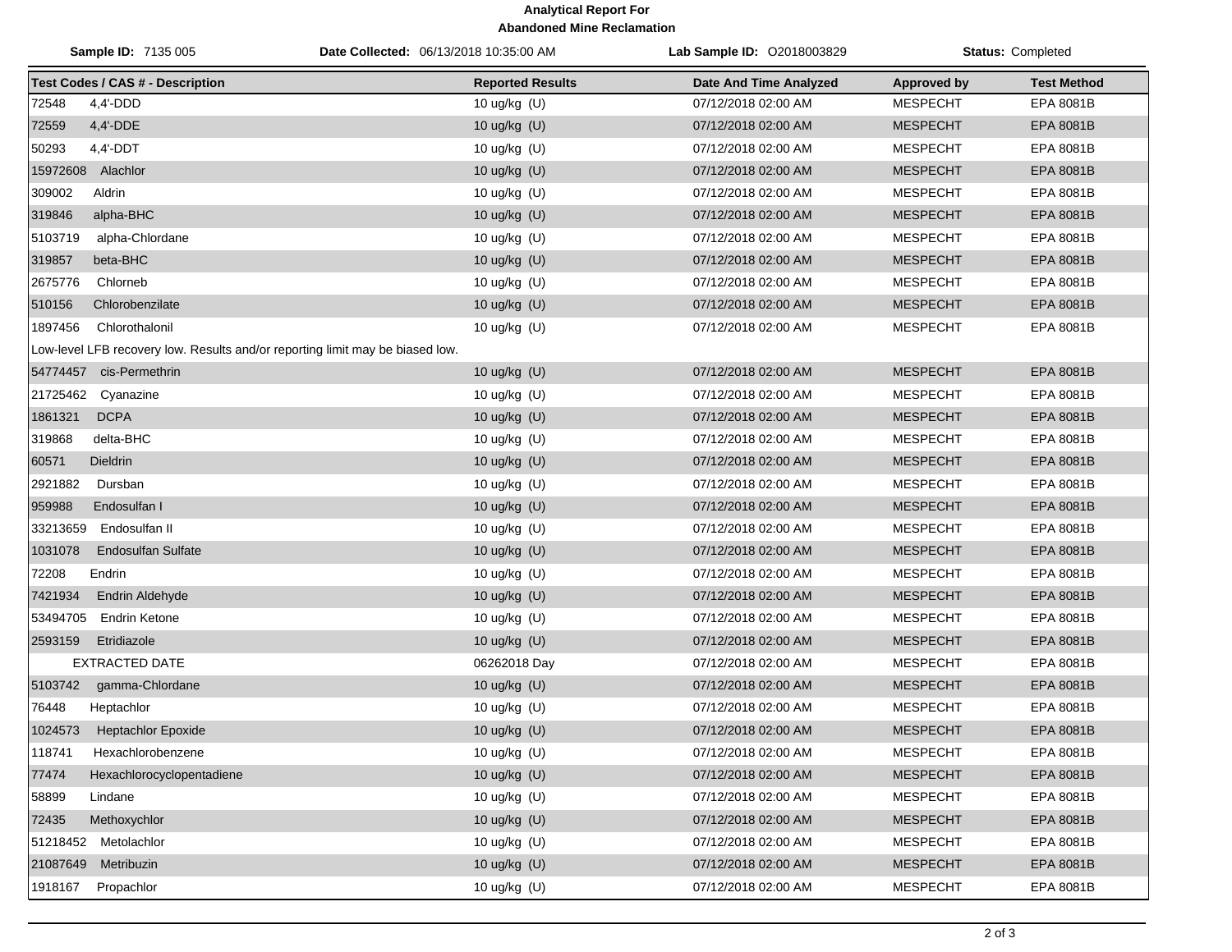# Analytical Report For
## Abandoned Mine Reclamation

**Sample ID:** 7135 005 **Date Collected:** 06/13/2018 10:35:00 AM **Lab Sample ID:** O2018003829 **Status:** Completed

| Test Codes / CAS # - Description | Reported Results | Date And Time Analyzed | Approved by | Test Method |
|---|---|---|---|---|
| 72548 4,4'-DDD | 10 ug/kg (U) | 07/12/2018 02:00 AM | MESPECHT | EPA 8081B |
| 72559 4,4'-DDE | 10 ug/kg (U) | 07/12/2018 02:00 AM | MESPECHT | EPA 8081B |
| 50293 4,4'-DDT | 10 ug/kg (U) | 07/12/2018 02:00 AM | MESPECHT | EPA 8081B |
| 15972608 Alachlor | 10 ug/kg (U) | 07/12/2018 02:00 AM | MESPECHT | EPA 8081B |
| 309002 Aldrin | 10 ug/kg (U) | 07/12/2018 02:00 AM | MESPECHT | EPA 8081B |
| 319846 alpha-BHC | 10 ug/kg (U) | 07/12/2018 02:00 AM | MESPECHT | EPA 8081B |
| 5103719 alpha-Chlordane | 10 ug/kg (U) | 07/12/2018 02:00 AM | MESPECHT | EPA 8081B |
| 319857 beta-BHC | 10 ug/kg (U) | 07/12/2018 02:00 AM | MESPECHT | EPA 8081B |
| 2675776 Chlorneb | 10 ug/kg (U) | 07/12/2018 02:00 AM | MESPECHT | EPA 8081B |
| 510156 Chlorobenzilate | 10 ug/kg (U) | 07/12/2018 02:00 AM | MESPECHT | EPA 8081B |
| 1897456 Chlorothalonil | 10 ug/kg (U) | 07/12/2018 02:00 AM | MESPECHT | EPA 8081B |
| Low-level LFB recovery low. Results and/or reporting limit may be biased low. | | | | |
| 54774457 cis-Permethrin | 10 ug/kg (U) | 07/12/2018 02:00 AM | MESPECHT | EPA 8081B |
| 21725462 Cyanazine | 10 ug/kg (U) | 07/12/2018 02:00 AM | MESPECHT | EPA 8081B |
| 1861321 DCPA | 10 ug/kg (U) | 07/12/2018 02:00 AM | MESPECHT | EPA 8081B |
| 319868 delta-BHC | 10 ug/kg (U) | 07/12/2018 02:00 AM | MESPECHT | EPA 8081B |
| 60571 Dieldrin | 10 ug/kg (U) | 07/12/2018 02:00 AM | MESPECHT | EPA 8081B |
| 2921882 Dursban | 10 ug/kg (U) | 07/12/2018 02:00 AM | MESPECHT | EPA 8081B |
| 959988 Endosulfan I | 10 ug/kg (U) | 07/12/2018 02:00 AM | MESPECHT | EPA 8081B |
| 33213659 Endosulfan II | 10 ug/kg (U) | 07/12/2018 02:00 AM | MESPECHT | EPA 8081B |
| 1031078 Endosulfan Sulfate | 10 ug/kg (U) | 07/12/2018 02:00 AM | MESPECHT | EPA 8081B |
| 72208 Endrin | 10 ug/kg (U) | 07/12/2018 02:00 AM | MESPECHT | EPA 8081B |
| 7421934 Endrin Aldehyde | 10 ug/kg (U) | 07/12/2018 02:00 AM | MESPECHT | EPA 8081B |
| 53494705 Endrin Ketone | 10 ug/kg (U) | 07/12/2018 02:00 AM | MESPECHT | EPA 8081B |
| 2593159 Etridiazole | 10 ug/kg (U) | 07/12/2018 02:00 AM | MESPECHT | EPA 8081B |
| EXTRACTED DATE | 06262018 Day | 07/12/2018 02:00 AM | MESPECHT | EPA 8081B |
| 5103742 gamma-Chlordane | 10 ug/kg (U) | 07/12/2018 02:00 AM | MESPECHT | EPA 8081B |
| 76448 Heptachlor | 10 ug/kg (U) | 07/12/2018 02:00 AM | MESPECHT | EPA 8081B |
| 1024573 Heptachlor Epoxide | 10 ug/kg (U) | 07/12/2018 02:00 AM | MESPECHT | EPA 8081B |
| 118741 Hexachlorobenzene | 10 ug/kg (U) | 07/12/2018 02:00 AM | MESPECHT | EPA 8081B |
| 77474 Hexachlorocyclopentadiene | 10 ug/kg (U) | 07/12/2018 02:00 AM | MESPECHT | EPA 8081B |
| 58899 Lindane | 10 ug/kg (U) | 07/12/2018 02:00 AM | MESPECHT | EPA 8081B |
| 72435 Methoxychlor | 10 ug/kg (U) | 07/12/2018 02:00 AM | MESPECHT | EPA 8081B |
| 51218452 Metolachlor | 10 ug/kg (U) | 07/12/2018 02:00 AM | MESPECHT | EPA 8081B |
| 21087649 Metribuzin | 10 ug/kg (U) | 07/12/2018 02:00 AM | MESPECHT | EPA 8081B |
| 1918167 Propachlor | 10 ug/kg (U) | 07/12/2018 02:00 AM | MESPECHT | EPA 8081B |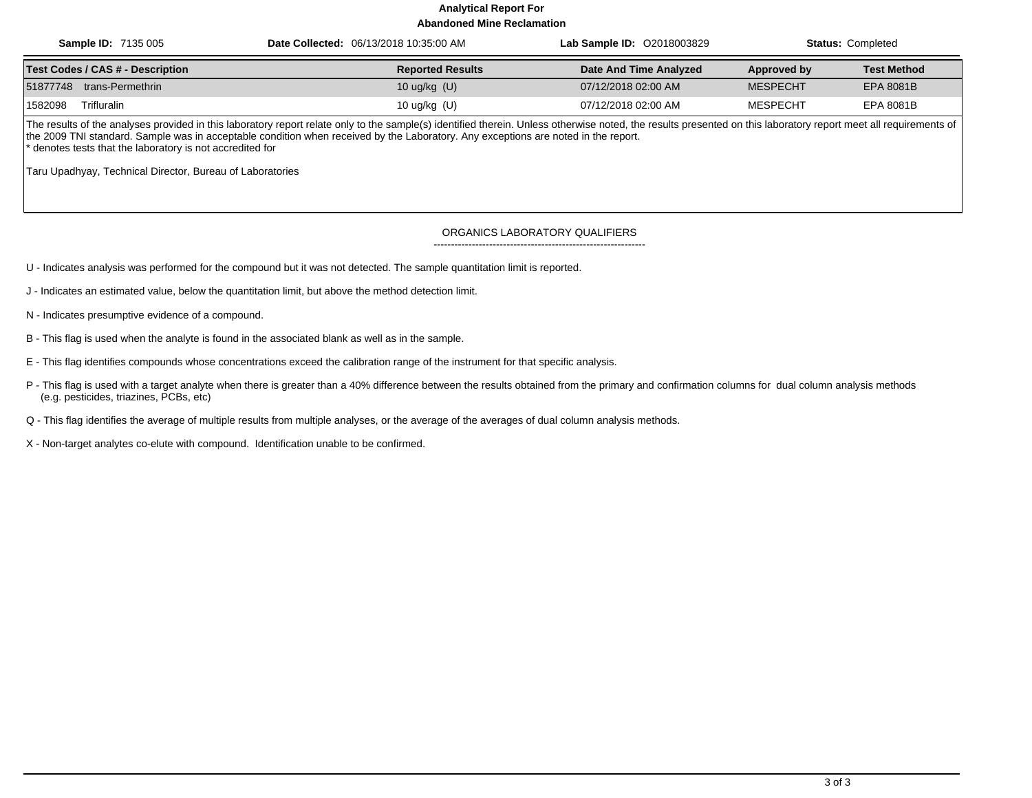**Analytical Report For**
**Abandoned Mine Reclamation**

**Sample ID:** 7135 005 **Date Collected:** 06/13/2018 10:35:00 AM **Lab Sample ID:** O2018003829 **Status:** Completed

| Test Codes / CAS # - Description | Reported Results | Date And Time Analyzed | Approved by | Test Method |
|---|---|---|---|---|
| 51877748 trans-Permethrin | 10 ug/kg (U) | 07/12/2018 02:00 AM | MESPECHT | EPA 8081B |
| 1582098 Trifluralin | 10 ug/kg (U) | 07/12/2018 02:00 AM | MESPECHT | EPA 8081B |

The results of the analyses provided in this laboratory report relate only to the sample(s) identified therein. Unless otherwise noted, the results presented on this laboratory report meet all requirements of the 2009 TNI standard. Sample was in acceptable condition when received by the Laboratory. Any exceptions are noted in the report.
* denotes tests that the laboratory is not accredited for

Taru Upadhyay, Technical Director, Bureau of Laboratories

ORGANICS LABORATORY QUALIFIERS

U - Indicates analysis was performed for the compound but it was not detected. The sample quantitation limit is reported.

J - Indicates an estimated value, below the quantitation limit, but above the method detection limit.

N - Indicates presumptive evidence of a compound.

B - This flag is used when the analyte is found in the associated blank as well as in the sample.

E - This flag identifies compounds whose concentrations exceed the calibration range of the instrument for that specific analysis.

P - This flag is used with a target analyte when there is greater than a 40% difference between the results obtained from the primary and confirmation columns for dual column analysis methods (e.g. pesticides, triazines, PCBs, etc)

Q - This flag identifies the average of multiple results from multiple analyses, or the average of the averages of dual column analysis methods.

X - Non-target analytes co-elute with compound. Identification unable to be confirmed.